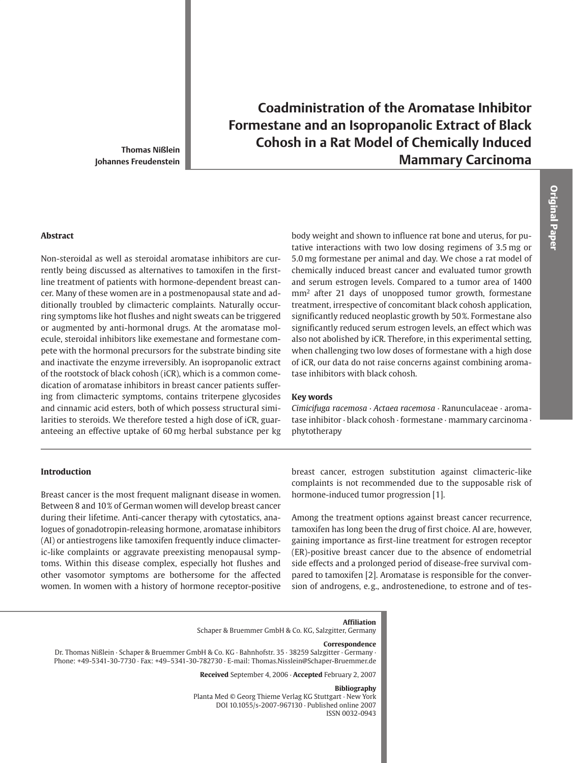# Coadministration of the Aromatase Inhibitor Formestane and an Isopropanolic Extract of Black Cohosh in a Rat Model of Chemically Induced Mammary Carcinoma

**Thomas Nißlein**
**Johannes Freudenstein**

Original Paper

### Abstract

Non-steroidal as well as steroidal aromatase inhibitors are currently being discussed as alternatives to tamoxifen in the first-line treatment of patients with hormone-dependent breast cancer. Many of these women are in a postmenopausal state and additionally troubled by climacteric complaints. Naturally occurring symptoms like hot flushes and night sweats can be triggered or augmented by anti-hormonal drugs. At the aromatase molecule, steroidal inhibitors like exemestane and formestane compete with the hormonal precursors for the substrate binding site and inactivate the enzyme irreversibly. An isopropanolic extract of the rootstock of black cohosh (iCR), which is a common comedication of aromatase inhibitors in breast cancer patients suffering from climacteric symptoms, contains triterpene glycosides and cinnamic acid esters, both of which possess structural similarities to steroids. We therefore tested a high dose of iCR, guaranteeing an effective uptake of 60 mg herbal substance per kg body weight and shown to influence rat bone and uterus, for putative interactions with two low dosing regimens of 3.5 mg or 5.0 mg formestane per animal and day. We chose a rat model of chemically induced breast cancer and evaluated tumor growth and serum estrogen levels. Compared to a tumor area of 1400 $mm^2$ after 21 days of unopposed tumor growth, formestane treatment, irrespective of concomitant black cohosh application, significantly reduced neoplastic growth by 50 %. Formestane also significantly reduced serum estrogen levels, an effect which was also not abolished by iCR. Therefore, in this experimental setting, when challenging two low doses of formestane with a high dose of iCR, our data do not raise concerns against combining aromatase inhibitors with black cohosh.

### Key words

*Cimicifuga racemosa* · *Actaea racemosa* · Ranunculaceae · aromatase inhibitor · black cohosh · formestane · mammary carcinoma · phytotherapy

### Introduction

Breast cancer is the most frequent malignant disease in women. Between 8 and 10 % of German women will develop breast cancer during their lifetime. Anti-cancer therapy with cytostatics, analogues of gonadotropin-releasing hormone, aromatase inhibitors (AI) or antiestrogens like tamoxifen frequently induce climacteric-like complaints or aggravate preexisting menopausal symptoms. Within this disease complex, especially hot flushes and other vasomotor symptoms are bothersome for the affected women. In women with a history of hormone receptor-positive breast cancer, estrogen substitution against climacteric-like complaints is not recommended due to the supposable risk of hormone-induced tumor progression [1].

Among the treatment options against breast cancer recurrence, tamoxifen has long been the drug of first choice. AI are, however, gaining importance as first-line treatment for estrogen receptor (ER)-positive breast cancer due to the absence of endometrial side effects and a prolonged period of disease-free survival compared to tamoxifen [2]. Aromatase is responsible for the conversion of androgens, e.g., androstenedione, to estrone and of tes-

**Affiliation**
Schaper & Bruemmer GmbH & Co. KG, Salzgitter, Germany

**Correspondence**
Dr. Thomas Nißlein · Schaper & Bruemmer GmbH & Co. KG · Bahnhofstr. 35 · 38259 Salzgitter · Germany · Phone: +49-5341-30-7730 · Fax: +49–5341-30-782730 · E-mail: Thomas.Nisslein@Schaper-Bruemmer.de

**Received** September 4, 2006 · **Accepted** February 2, 2007

**Bibliography**
Planta Med © Georg Thieme Verlag KG Stuttgart · New York
DOI 10.1055/s-2007-967130 · Published online 2007
ISSN 0032-0943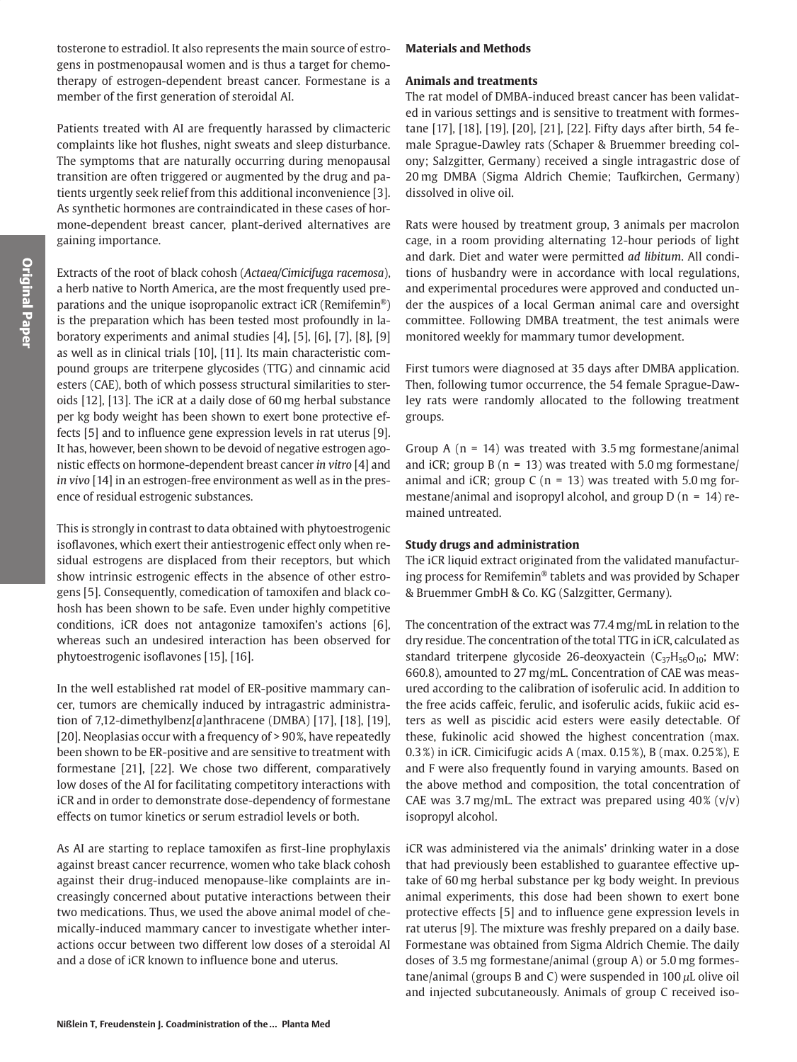tosterone to estradiol. It also represents the main source of estrogens in postmenopausal women and is thus a target for chemotherapy of estrogen-dependent breast cancer. Formestane is a member of the first generation of steroidal AI.

Patients treated with AI are frequently harassed by climacteric complaints like hot flushes, night sweats and sleep disturbance. The symptoms that are naturally occurring during menopausal transition are often triggered or augmented by the drug and patients urgently seek relief from this additional inconvenience [3]. As synthetic hormones are contraindicated in these cases of hormone-dependent breast cancer, plant-derived alternatives are gaining importance.

Extracts of the root of black cohosh (*Actaea/Cimicifuga racemosa*), a herb native to North America, are the most frequently used preparations and the unique isopropanolic extract iCR (Remifemin®) is the preparation which has been tested most profoundly in laboratory experiments and animal studies [4], [5], [6], [7], [8], [9] as well as in clinical trials [10], [11]. Its main characteristic compound groups are triterpene glycosides (TTG) and cinnamic acid esters (CAE), both of which possess structural similarities to steroids [12], [13]. The iCR at a daily dose of 60 mg herbal substance per kg body weight has been shown to exert bone protective effects [5] and to influence gene expression levels in rat uterus [9]. It has, however, been shown to be devoid of negative estrogen agonistic effects on hormone-dependent breast cancer *in vitro* [4] and *in vivo* [14] in an estrogen-free environment as well as in the presence of residual estrogenic substances.

This is strongly in contrast to data obtained with phytoestrogenic isoflavones, which exert their antiestrogenic effect only when residual estrogens are displaced from their receptors, but which show intrinsic estrogenic effects in the absence of other estrogens [5]. Consequently, comedication of tamoxifen and black cohosh has been shown to be safe. Even under highly competitive conditions, iCR does not antagonize tamoxifen's actions [6], whereas such an undesired interaction has been observed for phytoestrogenic isoflavones [15], [16].

In the well established rat model of ER-positive mammary cancer, tumors are chemically induced by intragastric administration of 7,12-dimethylbenz[*a*]anthracene (DMBA) [17], [18], [19], [20]. Neoplasias occur with a frequency of > 90%, have repeatedly been shown to be ER-positive and are sensitive to treatment with formestane [21], [22]. We chose two different, comparatively low doses of the AI for facilitating competitory interactions with iCR and in order to demonstrate dose-dependency of formestane effects on tumor kinetics or serum estradiol levels or both.

As AI are starting to replace tamoxifen as first-line prophylaxis against breast cancer recurrence, women who take black cohosh against their drug-induced menopause-like complaints are increasingly concerned about putative interactions between their two medications. Thus, we used the above animal model of chemically-induced mammary cancer to investigate whether interactions occur between two different low doses of a steroidal AI and a dose of iCR known to influence bone and uterus.

## Materials and Methods

### Animals and treatments

The rat model of DMBA-induced breast cancer has been validated in various settings and is sensitive to treatment with formestane [17], [18], [19], [20], [21], [22]. Fifty days after birth, 54 female Sprague-Dawley rats (Schaper & Bruemmer breeding colony; Salzgitter, Germany) received a single intragastric dose of 20 mg DMBA (Sigma Aldrich Chemie; Taufkirchen, Germany) dissolved in olive oil.

Rats were housed by treatment group, 3 animals per macrolon cage, in a room providing alternating 12-hour periods of light and dark. Diet and water were permitted *ad libitum*. All conditions of husbandry were in accordance with local regulations, and experimental procedures were approved and conducted under the auspices of a local German animal care and oversight committee. Following DMBA treatment, the test animals were monitored weekly for mammary tumor development.

First tumors were diagnosed at 35 days after DMBA application. Then, following tumor occurrence, the 54 female Sprague-Dawley rats were randomly allocated to the following treatment groups.

Group A (n = 14) was treated with 3.5 mg formestane/animal and iCR; group B (n = 13) was treated with 5.0 mg formestane/animal and iCR; group C (n = 13) was treated with 5.0 mg formestane/animal and isopropyl alcohol, and group D (n = 14) remained untreated.

### Study drugs and administration

The iCR liquid extract originated from the validated manufacturing process for Remifemin® tablets and was provided by Schaper & Bruemmer GmbH & Co. KG (Salzgitter, Germany).

The concentration of the extract was 77.4 mg/mL in relation to the dry residue. The concentration of the total TTG in iCR, calculated as standard triterpene glycoside 26-deoxyactein ($C_{37}H_{56}O_{10}$; MW: 660.8), amounted to 27 mg/mL. Concentration of CAE was measured according to the calibration of isoferulic acid. In addition to the free acids caffeic, ferulic, and isoferulic acids, fukiic acid esters as well as piscidic acid esters were easily detectable. Of these, fukinolic acid showed the highest concentration (max. 0.3%) in iCR. Cimicifugic acids A (max. 0.15%), B (max. 0.25%), E and F were also frequently found in varying amounts. Based on the above method and composition, the total concentration of CAE was 3.7 mg/mL. The extract was prepared using 40% (v/v) isopropyl alcohol.

iCR was administered via the animals' drinking water in a dose that had previously been established to guarantee effective uptake of 60 mg herbal substance per kg body weight. In previous animal experiments, this dose had been shown to exert bone protective effects [5] and to influence gene expression levels in rat uterus [9]. The mixture was freshly prepared on a daily base. Formestane was obtained from Sigma Aldrich Chemie. The daily doses of 3.5 mg formestane/animal (group A) or 5.0 mg formestane/animal (groups B and C) were suspended in 100 μL olive oil and injected subcutaneously. Animals of group C received iso-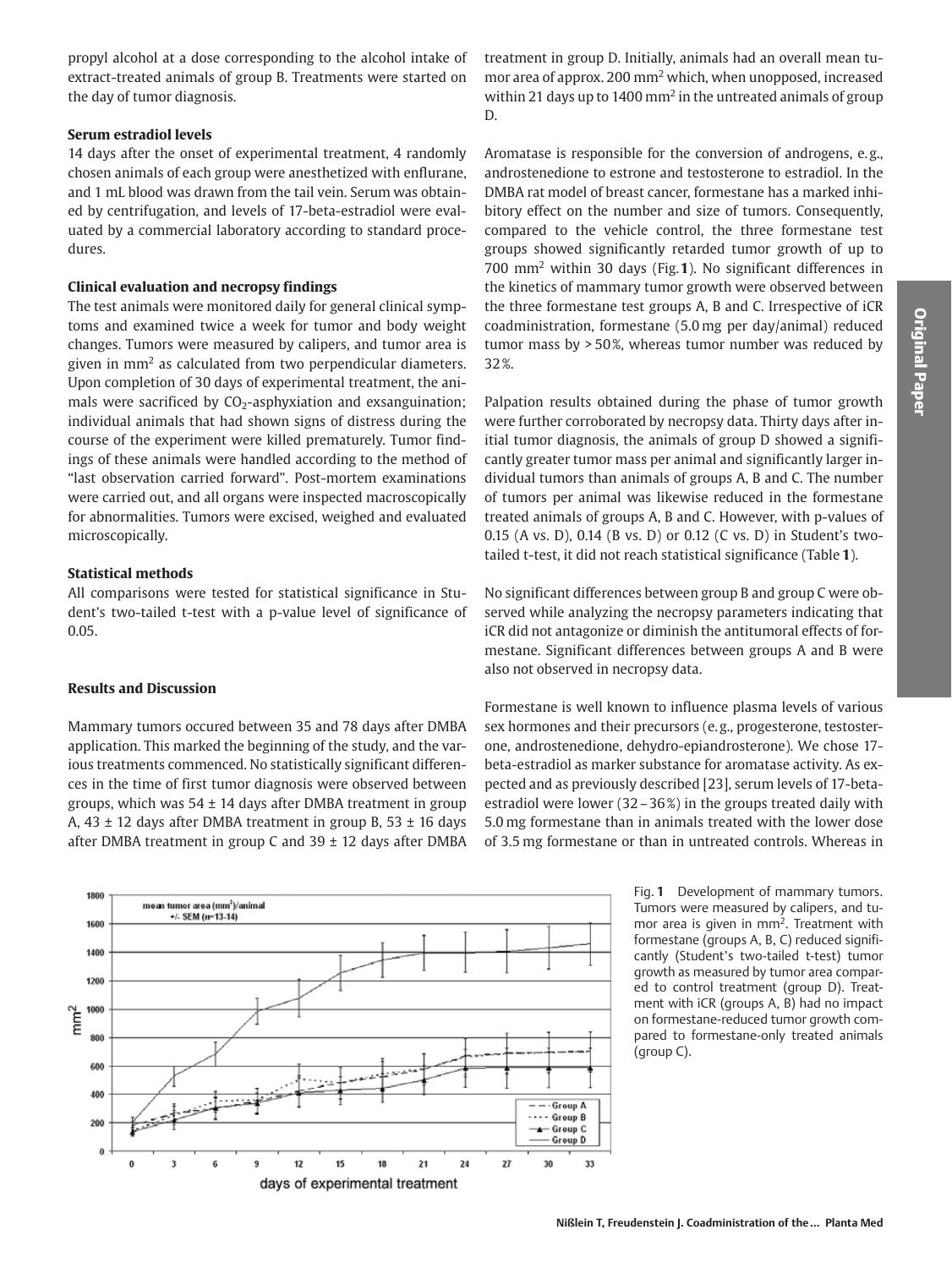propyl alcohol at a dose corresponding to the alcohol intake of extract-treated animals of group B. Treatments were started on the day of tumor diagnosis.

**Serum estradiol levels**

14 days after the onset of experimental treatment, 4 randomly chosen animals of each group were anesthetized with enflurane, and 1 mL blood was drawn from the tail vein. Serum was obtained by centrifugation, and levels of 17-beta-estradiol were evaluated by a commercial laboratory according to standard procedures.

**Clinical evaluation and necropsy findings**

The test animals were monitored daily for general clinical symptoms and examined twice a week for tumor and body weight changes. Tumors were measured by calipers, and tumor area is given in $mm^2$ as calculated from two perpendicular diameters. Upon completion of 30 days of experimental treatment, the animals were sacrificed by $CO_2$-asphyxiation and exsanguination; individual animals that had shown signs of distress during the course of the experiment were killed prematurely. Tumor findings of these animals were handled according to the method of "last observation carried forward". Post-mortem examinations were carried out, and all organs were inspected macroscopically for abnormalities. Tumors were excised, weighed and evaluated microscopically.

**Statistical methods**

All comparisons were tested for statistical significance in Student's two-tailed t-test with a p-value level of significance of 0.05.

**Results and Discussion**

Mammary tumors occured between 35 and 78 days after DMBA application. This marked the beginning of the study, and the various treatments commenced. No statistically significant differences in the time of first tumor diagnosis were observed between groups, which was 54 ± 14 days after DMBA treatment in group A, 43 ± 12 days after DMBA treatment in group B, 53 ± 16 days after DMBA treatment in group C and 39 ± 12 days after DMBA treatment in group D. Initially, animals had an overall mean tumor area of approx. 200 $mm^2$ which, when unopposed, increased within 21 days up to 1400 $mm^2$ in the untreated animals of group D.

Aromatase is responsible for the conversion of androgens, e.g., androstenedione to estrone and testosterone to estradiol. In the DMBA rat model of breast cancer, formestane has a marked inhibitory effect on the number and size of tumors. Consequently, compared to the vehicle control, the three formestane test groups showed significantly retarded tumor growth of up to 700 $mm^2$ within 30 days (Fig. **1**). No significant differences in the kinetics of mammary tumor growth were observed between the three formestane test groups A, B and C. Irrespective of iCR coadministration, formestane (5.0 mg per day/animal) reduced tumor mass by > 50%, whereas tumor number was reduced by 32%.

Palpation results obtained during the phase of tumor growth were further corroborated by necropsy data. Thirty days after initial tumor diagnosis, the animals of group D showed a significantly greater tumor mass per animal and significantly larger individual tumors than animals of groups A, B and C. The number of tumors per animal was likewise reduced in the formestane treated animals of groups A, B and C. However, with p-values of 0.15 (A vs. D), 0.14 (B vs. D) or 0.12 (C vs. D) in Student's two-tailed t-test, it did not reach statistical significance (Table **1**).

No significant differences between group B and group C were observed while analyzing the necropsy parameters indicating that iCR did not antagonize or diminish the antitumoral effects of formestane. Significant differences between groups A and B were also not observed in necropsy data.

Formestane is well known to influence plasma levels of various sex hormones and their precursors (e.g., progesterone, testosterone, androstenedione, dehydro-epiandrosterone). We chose 17-beta-estradiol as marker substance for aromatase activity. As expected and as previously described [23], serum levels of 17-beta-estradiol were lower (32 – 36%) in the groups treated daily with 5.0 mg formestane than in animals treated with the lower dose of 3.5 mg formestane or than in untreated controls. Whereas in

Fig. **1** Development of mammary tumors. Tumors were measured by calipers, and tumor area is given in $mm^2$. Treatment with formestane (groups A, B, C) reduced significantly (Student's two-tailed t-test) tumor growth as measured by tumor area compared to control treatment (group D). Treatment with iCR (groups A, B) had no impact on formestane-reduced tumor growth compared to formestane-only treated animals (group C).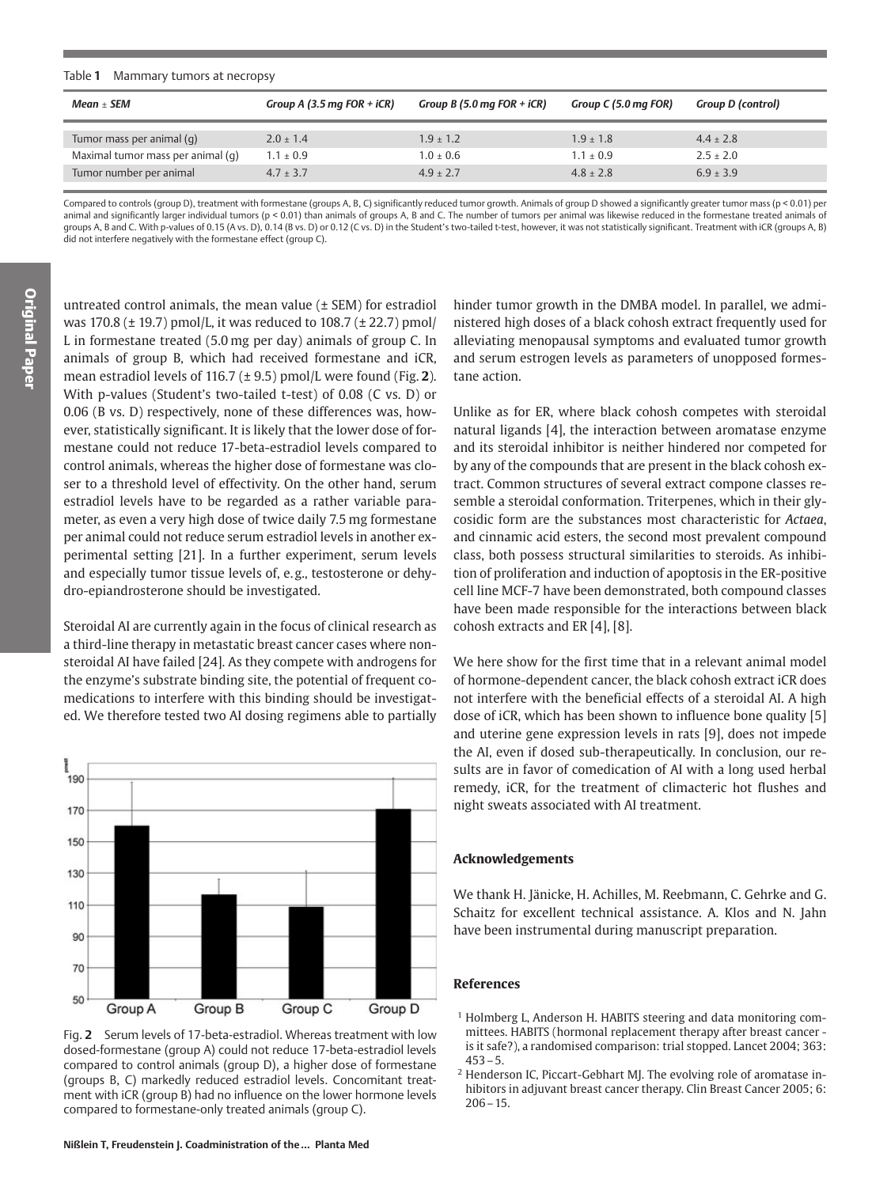Table **1** Mammary tumors at necropsy

| *Mean ± SEM* | *Group A (3.5 mg FOR + iCR)* | *Group B (5.0 mg FOR + iCR)* | *Group C (5.0 mg FOR)* | *Group D (control)* |
|---|---|---|---|---|
| Tumor mass per animal (g) | 2.0 ± 1.4 | 1.9 ± 1.2 | 1.9 ± 1.8 | 4.4 ± 2.8 |
| Maximal tumor mass per animal (g) | 1.1 ± 0.9 | 1.0 ± 0.6 | 1.1 ± 0.9 | 2.5 ± 2.0 |
| Tumor number per animal | 4.7 ± 3.7 | 4.9 ± 2.7 | 4.8 ± 2.8 | 6.9 ± 3.9 |

Compared to controls (group D), treatment with formestane (groups A, B, C) significantly reduced tumor growth. Animals of group D showed a significantly greater tumor mass ($p < 0.01$) per animal and significantly larger individual tumors ($p < 0.01$) than animals of groups A, B and C. The number of tumors per animal was likewise reduced in the formestane treated animals of groups A, B and C. With p-values of 0.15 (A vs. D), 0.14 (B vs. D) or 0.12 (C vs. D) in the Student's two-tailed t-test, however, it was not statistically significant. Treatment with iCR (groups A, B) did not interfere negatively with the formestane effect (group C).

untreated control animals, the mean value (± SEM) for estradiol was 170.8 (± 19.7) pmol/L, it was reduced to 108.7 (± 22.7) pmol/L in formestane treated (5.0 mg per day) animals of group C. In animals of group B, which had received formestane and iCR, mean estradiol levels of 116.7 (± 9.5) pmol/L were found (Fig. **2**). With p-values (Student's two-tailed t-test) of 0.08 (C vs. D) or 0.06 (B vs. D) respectively, none of these differences was, however, statistically significant. It is likely that the lower dose of formestane could not reduce 17-beta-estradiol levels compared to control animals, whereas the higher dose of formestane was closer to a threshold level of effectivity. On the other hand, serum estradiol levels have to be regarded as a rather variable parameter, as even a very high dose of twice daily 7.5 mg formestane per animal could not reduce serum estradiol levels in another experimental setting [21]. In a further experiment, serum levels and especially tumor tissue levels of, e.g., testosterone or dehydro-epiandrosterone should be investigated.

Steroidal AI are currently again in the focus of clinical research as a third-line therapy in metastatic breast cancer cases where nonsteroidal AI have failed [24]. As they compete with androgens for the enzyme's substrate binding site, the potential of frequent comedications to interfere with this binding should be investigated. We therefore tested two AI dosing regimens able to partially hinder tumor growth in the DMBA model. In parallel, we administered high doses of a black cohosh extract frequently used for alleviating menopausal symptoms and evaluated tumor growth and serum estrogen levels as parameters of unopposed formestane action.

Fig. **2** Serum levels of 17-beta-estradiol. Whereas treatment with low dosed-formestane (group A) could not reduce 17-beta-estradiol levels compared to control animals (group D), a higher dose of formestane (groups B, C) markedly reduced estradiol levels. Concomitant treatment with iCR (group B) had no influence on the lower hormone levels compared to formestane-only treated animals (group C).

Unlike as for ER, where black cohosh competes with steroidal natural ligands [4], the interaction between aromatase enzyme and its steroidal inhibitor is neither hindered nor competed for by any of the compounds that are present in the black cohosh extract. Common structures of several extract compone classes resemble a steroidal conformation. Triterpenes, which in their glycosidic form are the substances most characteristic for *Actaea*, and cinnamic acid esters, the second most prevalent compound class, both possess structural similarities to steroids. As inhibition of proliferation and induction of apoptosis in the ER-positive cell line MCF-7 have been demonstrated, both compound classes have been made responsible for the interactions between black cohosh extracts and ER [4], [8].

We here show for the first time that in a relevant animal model of hormone-dependent cancer, the black cohosh extract iCR does not interfere with the beneficial effects of a steroidal AI. A high dose of iCR, which has been shown to influence bone quality [5] and uterine gene expression levels in rats [9], does not impede the AI, even if dosed sub-therapeutically. In conclusion, our results are in favor of comedication of AI with a long used herbal remedy, iCR, for the treatment of climacteric hot flushes and night sweats associated with AI treatment.

### Acknowledgements

We thank H. Jänicke, H. Achilles, M. Reebmann, C. Gehrke and G. Schaitz for excellent technical assistance. A. Klos and N. Jahn have been instrumental during manuscript preparation.

### References

1. Holmberg L, Anderson H. HABITS steering and data monitoring committees. HABITS (hormonal replacement therapy after breast cancer - is it safe?), a randomised comparison: trial stopped. Lancet 2004; 363: 453 – 5.
2. Henderson IC, Piccart-Gebhart MJ. The evolving role of aromatase inhibitors in adjuvant breast cancer therapy. Clin Breast Cancer 2005; 6: 206 – 15.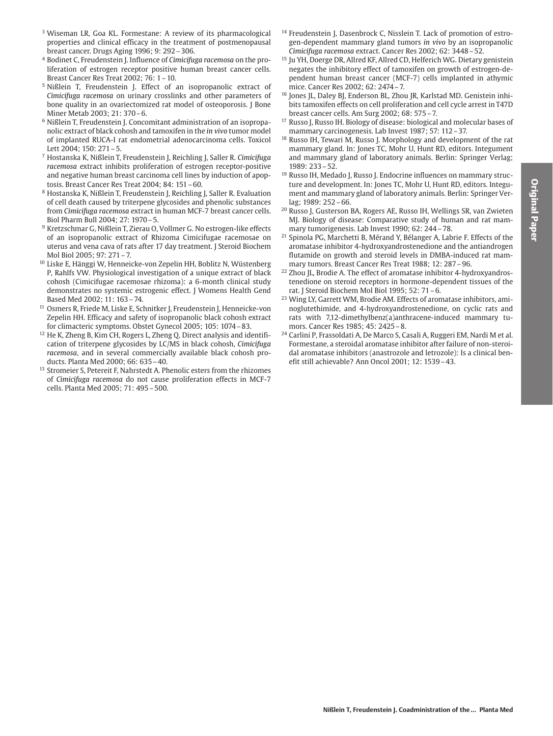3 Wiseman LR, Goa KL. Formestane: A review of its pharmacological properties and clinical efficacy in the treatment of postmenopausal breast cancer. Drugs Aging 1996; 9: 292 – 306.

4 Bodinet C, Freudenstein J. Influence of *Cimicifuga racemosa* on the proliferation of estrogen receptor positive human breast cancer cells. Breast Cancer Res Treat 2002; 76: 1 – 10.

5 Nißlein T, Freudenstein J. Effect of an isopropanolic extract of *Cimicifuga racemosa* on urinary crosslinks and other parameters of bone quality in an ovariectomized rat model of osteoporosis. J Bone Miner Metab 2003; 21: 370 – 6.

6 Nißlein T, Freudenstein J. Concomitant administration of an isopropanolic extract of black cohosh and tamoxifen in the *in vivo* tumor model of implanted RUCA-I rat endometrial adenocarcinoma cells. Toxicol Lett 2004; 150: 271 – 5.

7 Hostanska K, Nißlein T, Freudenstein J, Reichling J, Saller R. *Cimicifuga racemosa* extract inhibits proliferation of estrogen receptor-positive and negative human breast carcinoma cell lines by induction of apoptosis. Breast Cancer Res Treat 2004; 84: 151 – 60.

8 Hostanska K, Nißlein T, Freudenstein J, Reichling J, Saller R. Evaluation of cell death caused by triterpene glycosides and phenolic substances from *Cimicifuga racemosa* extract in human MCF-7 breast cancer cells. Biol Pharm Bull 2004; 27: 1970 – 5.

9 Kretzschmar G, Nißlein T, Zierau O, Vollmer G. No estrogen-like effects of an isopropanolic extract of Rhizoma Cimicifugae racemosae on uterus and vena cava of rats after 17 day treatment. J Steroid Biochem Mol Biol 2005; 97: 271 – 7.

10 Liske E, Hänggi W, Henneicke-von Zepelin HH, Boblitz N, Wüstenberg P, Rahlfs VW. Physiological investigation of a unique extract of black cohosh (Cimicifugae racemosae rhizoma): a 6-month clinical study demonstrates no systemic estrogenic effect. J Womens Health Gend Based Med 2002; 11: 163 – 74.

11 Osmers R, Friede M, Liske E, Schnitker J, Freudenstein J, Henneicke-von Zepelin HH. Efficacy and safety of isopropanolic black cohosh extract for climacteric symptoms. Obstet Gynecol 2005; 105: 1074 – 83.

12 He K, Zheng B, Kim CH, Rogers L, Zheng Q. Direct analysis and identification of triterpene glycosides by LC/MS in black cohosh, *Cimicifuga racemosa*, and in several commercially available black cohosh products. Planta Med 2000; 66: 635 – 40.

13 Stromeier S, Petereit F, Nahrstedt A. Phenolic esters from the rhizomes of *Cimicifuga racemosa* do not cause proliferation effects in MCF-7 cells. Planta Med 2005; 71: 495 – 500.

14 Freudenstein J, Dasenbrock C, Nisslein T. Lack of promotion of estrogen-dependent mammary gland tumors *in vivo* by an isopropanolic *Cimicifuga racemosa* extract. Cancer Res 2002; 62: 3448 – 52.

15 Ju YH, Doerge DR, Allred KF, Allred CD, Helferich WG. Dietary genistein negates the inhibitory effect of tamoxifen on growth of estrogen-dependent human breast cancer (MCF-7) cells implanted in athymic mice. Cancer Res 2002; 62: 2474 – 7.

16 Jones JL, Daley BJ, Enderson BL, Zhou JR, Karlstad MD. Genistein inhibits tamoxifen effects on cell proliferation and cell cycle arrest in T47D breast cancer cells. Am Surg 2002; 68: 575 – 7.

17 Russo J, Russo IH. Biology of disease: biological and molecular bases of mammary carcinogenesis. Lab Invest 1987; 57: 112 – 37.

18 Russo IH, Tewari M, Russo J. Morphology and development of the rat mammary gland. In: Jones TC, Mohr U, Hunt RD, editors. Integument and mammary gland of laboratory animals. Berlin: Springer Verlag; 1989: 233 – 52.

19 Russo IH, Medado J, Russo J. Endocrine influences on mammary structure and development. In: Jones TC, Mohr U, Hunt RD, editors. Integument and mammary gland of laboratory animals. Berlin: Springer Verlag; 1989: 252 – 66.

20 Russo J, Gusterson BA, Rogers AE, Russo IH, Wellings SR, van Zwieten MJ. Biology of disease: Comparative study of human and rat mammary tumorigenesis. Lab Invest 1990; 62: 244 – 78.

21 Spinola PG, Marchetti B, Mérand Y, Bélanger A, Labrie F. Effects of the aromatase inhibitor 4-hydroxyandrostenedione and the antiandrogen flutamide on growth and steroid levels in DMBA-induced rat mammary tumors. Breast Cancer Res Treat 1988; 12: 287 – 96.

22 Zhou JL, Brodie A. The effect of aromatase inhibitor 4-hydroxyandrostenedione on steroid receptors in hormone-dependent tissues of the rat. J Steroid Biochem Mol Biol 1995; 52: 71 – 6.

23 Wing LY, Garrett WM, Brodie AM. Effects of aromatase inhibitors, aminoglutethimide, and 4-hydroxyandrostenedione, on cyclic rats and rats with 7,12-dimethylbenz(a)anthracene-induced mammary tumors. Cancer Res 1985; 45: 2425 – 8.

24 Carlini P, Frassoldati A, De Marco S, Casali A, Ruggeri EM, Nardi M et al. Formestane, a steroidal aromatase inhibitor after failure of non-steroidal aromatase inhibitors (anastrozole and letrozole): Is a clinical benefit still achievable? Ann Oncol 2001; 12: 1539 – 43.